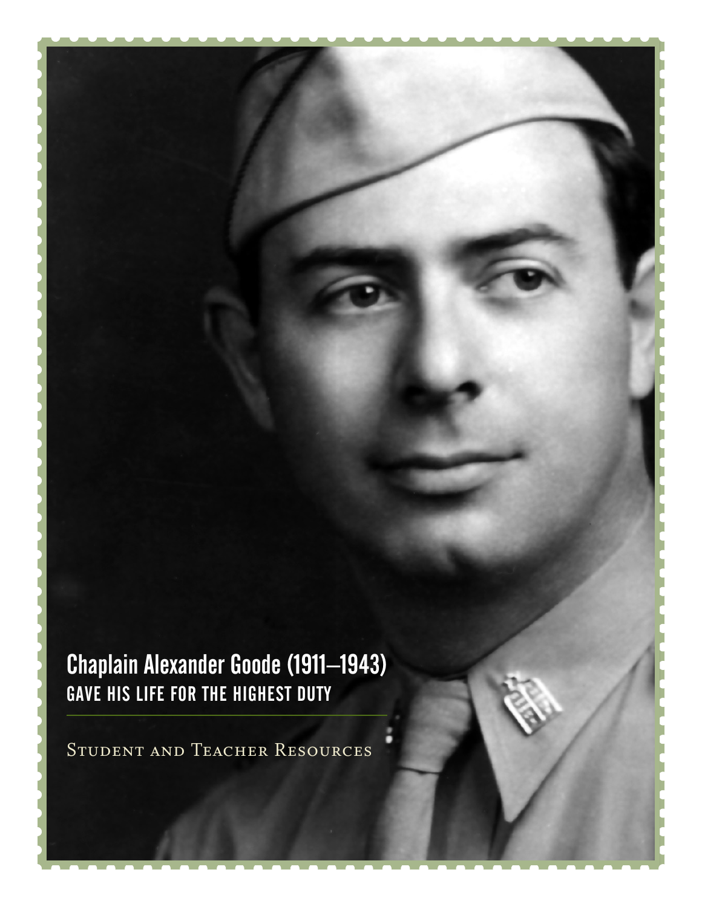# Chaplain Alexander Goode (1911–1943)

## GAVE HIS LIFE FOR THE HIGHEST DUTY

Student and Teacher Resources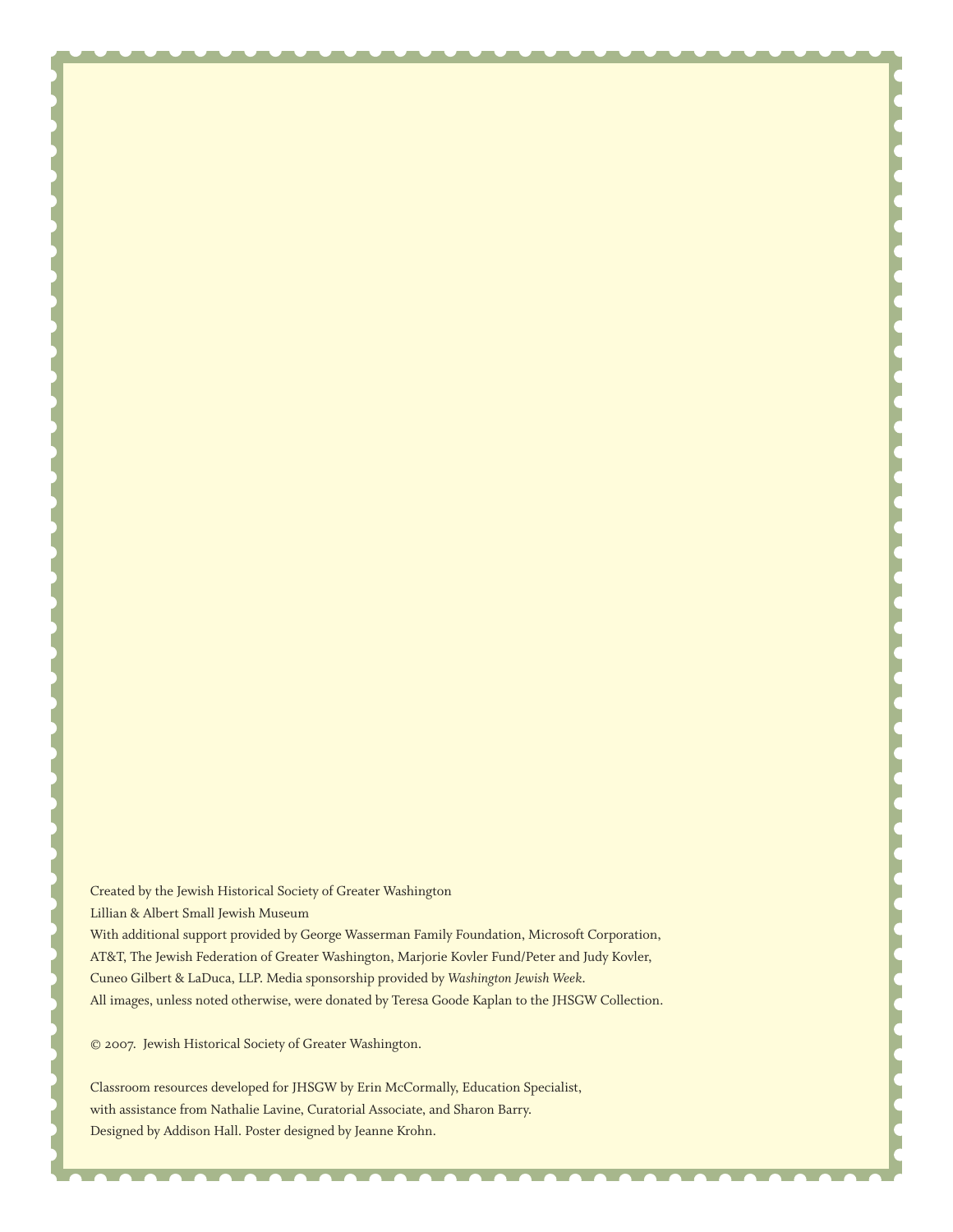Created by the Jewish Historical Society of Greater Washington
Lillian & Albert Small Jewish Museum
With additional support provided by George Wasserman Family Foundation, Microsoft Corporation, AT&T, The Jewish Federation of Greater Washington, Marjorie Kovler Fund/Peter and Judy Kovler, Cuneo Gilbert & LaDuca, LLP. Media sponsorship provided by *Washington Jewish Week*.
All images, unless noted otherwise, were donated by Teresa Goode Kaplan to the JHSGW Collection.

© 2007. Jewish Historical Society of Greater Washington.

Classroom resources developed for JHSGW by Erin McCormally, Education Specialist, with assistance from Nathalie Lavine, Curatorial Associate, and Sharon Barry.
Designed by Addison Hall. Poster designed by Jeanne Krohn.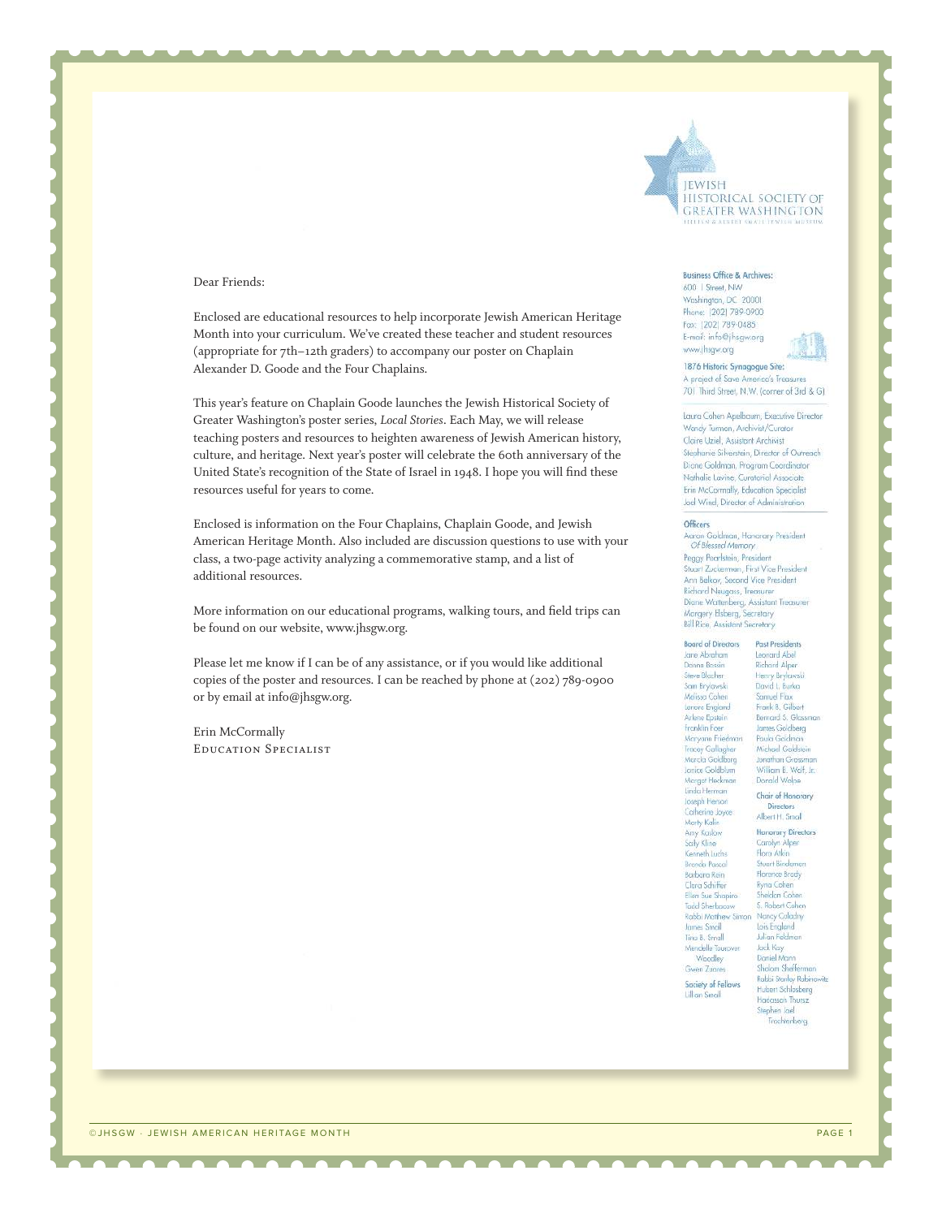JEWISH HISTORICAL SOCIETY OF GREATER WASHINGTON

LILLIAN & ALBERT SMALL JEWISH MUSEUM

Dear Friends:

Enclosed are educational resources to help incorporate Jewish American Heritage Month into your curriculum. We've created these teacher and student resources (appropriate for 7th–12th graders) to accompany our poster on Chaplain Alexander D. Goode and the Four Chaplains.

This year's feature on Chaplain Goode launches the Jewish Historical Society of Greater Washington's poster series, *Local Stories*. Each May, we will release teaching posters and resources to heighten awareness of Jewish American history, culture, and heritage. Next year's poster will celebrate the 60th anniversary of the United State's recognition of the State of Israel in 1948. I hope you will find these resources useful for years to come.

Enclosed is information on the Four Chaplains, Chaplain Goode, and Jewish American Heritage Month. Also included are discussion questions to use with your class, a two-page activity analyzing a commemorative stamp, and a list of additional resources.

More information on our educational programs, walking tours, and field trips can be found on our website, www.jhsgw.org.

Please let me know if I can be of any assistance, or if you would like additional copies of the poster and resources. I can be reached by phone at (202) 789-0900 or by email at info@jhsgw.org.

Erin McCormally
Education Specialist

**Business Office & Archives:**
600 I Street, NW
Washington, DC 20001
Phone: (202) 789-0900
Fax: (202) 789-0485
E-mail: info@jhsgw.org
www.jhsgw.org

**1876 Historic Synagogue Site:**
A project of Save America's Treasures
701 Third Street, N.W. (corner of 3rd & G)

Laura Cohen Apelbaum, Executive Director
Wendy Turman, Archivist/Curator
Claire Uziel, Assistant Archivist
Stephanie Silverstein, Director of Outreach
Diane Goldman, Program Coordinator
Nathalie Lavine, Curatorial Associate
Erin McCormally, Education Specialist
Joel Wind, Director of Administration

**Officers**
Aaron Goldman, Honorary President *Of Blessed Memory*
Peggy Pearlstein, President
Stuart Zuckerman, First Vice President
Ann Belkov, Second Vice President
Richard Neugass, Treasurer
Diane Wattenberg, Assistant Treasurer
Margery Elsberg, Secretary
Bill Rice, Assistant Secretary

**Board of Directors**
Jane Abraham
Donna Bassin
Steve Blacher
Sam Brylawski
Melissa Cohen
Lenore England
Arlene Epstein
Franklin Foer
Maryann Friedman
Tracey Gallagher
Marcia Goldberg
Janice Goldblum
Margot Heckman
Linda Herman
Joseph Herson
Catherine Joyce
Marty Kalin
Amy Kaslow
Sally Kline
Kenneth Luchs
Brenda Pascal
Barbara Rein
Clara Schiffer
Ellen Sue Shapiro
Todd Sherbacow
Rabbi Mathew Simon
James Small
Tina B. Small
Mendelle Tourover Woodley
Gwen Zuares

**Society of Fellows**
Lillian Small

**Past Presidents**
Leonard Abel
Richard Alper
Henry Brylawski
David L. Burka
Samuel Flax
Frank B. Gilbert
Bernard S. Glassman
James Goldberg
Paula Goldman
Michael Goldstein
Jonathan Grossman
William B. Wolf, Jr.
Donald Wolpe

**Chair of Honorary Directors**
Albert H. Small

**Honorary Directors**
Carolyn Alper
Flora Atkin
Stuart Bindeman
Florence Brody
Ryna Cohen
Sheldon Cohen
S. Robert Cohen
Nancy Coladny
Lois England
Julian Feldman
Jack Kay
Daniel Mann
Sholom Shefferman
Rabbi Stanley Rabinowitz
Hubert Schlosberg
Haddassah Thursz
Stephen Joel Trachtenberg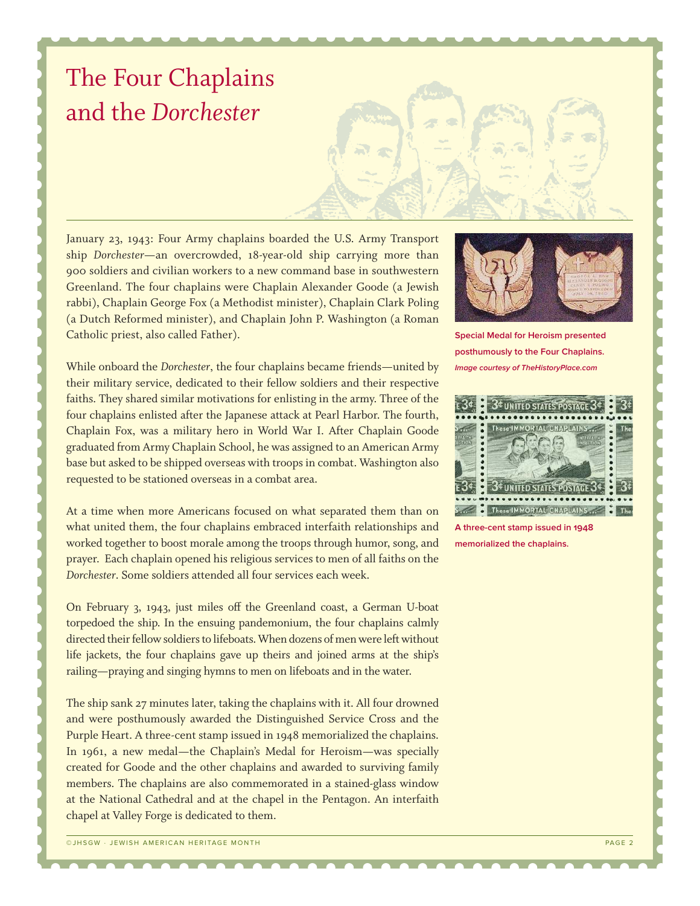# The Four Chaplains and the *Dorchester*

January 23, 1943: Four Army chaplains boarded the U.S. Army Transport ship *Dorchester*—an overcrowded, 18-year-old ship carrying more than 900 soldiers and civilian workers to a new command base in southwestern Greenland. The four chaplains were Chaplain Alexander Goode (a Jewish rabbi), Chaplain George Fox (a Methodist minister), Chaplain Clark Poling (a Dutch Reformed minister), and Chaplain John P. Washington (a Roman Catholic priest, also called Father).

While onboard the *Dorchester*, the four chaplains became friends—united by their military service, dedicated to their fellow soldiers and their respective faiths. They shared similar motivations for enlisting in the army. Three of the four chaplains enlisted after the Japanese attack at Pearl Harbor. The fourth, Chaplain Fox, was a military hero in World War I. After Chaplain Goode graduated from Army Chaplain School, he was assigned to an American Army base but asked to be shipped overseas with troops in combat. Washington also requested to be stationed overseas in a combat area.

At a time when more Americans focused on what separated them than on what united them, the four chaplains embraced interfaith relationships and worked together to boost morale among the troops through humor, song, and prayer. Each chaplain opened his religious services to men of all faiths on the *Dorchester*. Some soldiers attended all four services each week.

On February 3, 1943, just miles off the Greenland coast, a German U-boat torpedoed the ship. In the ensuing pandemonium, the four chaplains calmly directed their fellow soldiers to lifeboats. When dozens of men were left without life jackets, the four chaplains gave up theirs and joined arms at the ship's railing—praying and singing hymns to men on lifeboats and in the water.

The ship sank 27 minutes later, taking the chaplains with it. All four drowned and were posthumously awarded the Distinguished Service Cross and the Purple Heart. A three-cent stamp issued in 1948 memorialized the chaplains. In 1961, a new medal—the Chaplain's Medal for Heroism—was specially created for Goode and the other chaplains and awarded to surviving family members. The chaplains are also commemorated in a stained-glass window at the National Cathedral and at the chapel in the Pentagon. An interfaith chapel at Valley Forge is dedicated to them.

**Special Medal for Heroism presented posthumously to the Four Chaplains.** ***Image courtesy of TheHistoryPlace.com***

**A three-cent stamp issued in 1948 memorialized the chaplains.**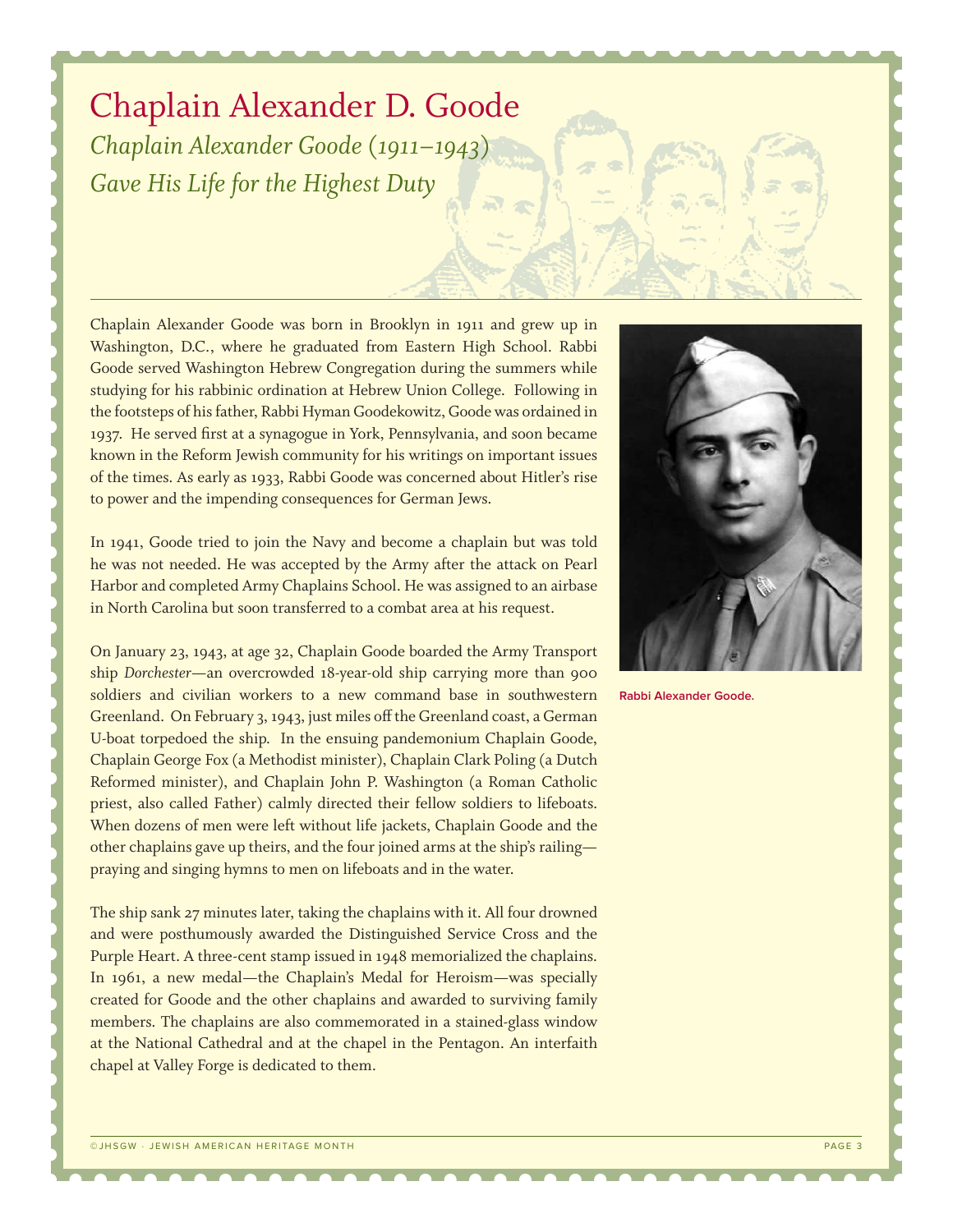# Chaplain Alexander D. Goode

*Chaplain Alexander Goode (1911–1943)*
*Gave His Life for the Highest Duty*

Chaplain Alexander Goode was born in Brooklyn in 1911 and grew up in Washington, D.C., where he graduated from Eastern High School. Rabbi Goode served Washington Hebrew Congregation during the summers while studying for his rabbinic ordination at Hebrew Union College. Following in the footsteps of his father, Rabbi Hyman Goodekowitz, Goode was ordained in 1937. He served first at a synagogue in York, Pennsylvania, and soon became known in the Reform Jewish community for his writings on important issues of the times. As early as 1933, Rabbi Goode was concerned about Hitler's rise to power and the impending consequences for German Jews.

In 1941, Goode tried to join the Navy and become a chaplain but was told he was not needed. He was accepted by the Army after the attack on Pearl Harbor and completed Army Chaplains School. He was assigned to an airbase in North Carolina but soon transferred to a combat area at his request.

On January 23, 1943, at age 32, Chaplain Goode boarded the Army Transport ship *Dorchester*—an overcrowded 18-year-old ship carrying more than 900 soldiers and civilian workers to a new command base in southwestern Greenland. On February 3, 1943, just miles off the Greenland coast, a German U-boat torpedoed the ship. In the ensuing pandemonium Chaplain Goode, Chaplain George Fox (a Methodist minister), Chaplain Clark Poling (a Dutch Reformed minister), and Chaplain John P. Washington (a Roman Catholic priest, also called Father) calmly directed their fellow soldiers to lifeboats. When dozens of men were left without life jackets, Chaplain Goode and the other chaplains gave up theirs, and the four joined arms at the ship's railing—praying and singing hymns to men on lifeboats and in the water.

The ship sank 27 minutes later, taking the chaplains with it. All four drowned and were posthumously awarded the Distinguished Service Cross and the Purple Heart. A three-cent stamp issued in 1948 memorialized the chaplains. In 1961, a new medal—the Chaplain's Medal for Heroism—was specially created for Goode and the other chaplains and awarded to surviving family members. The chaplains are also commemorated in a stained-glass window at the National Cathedral and at the chapel in the Pentagon. An interfaith chapel at Valley Forge is dedicated to them.

Rabbi Alexander Goode.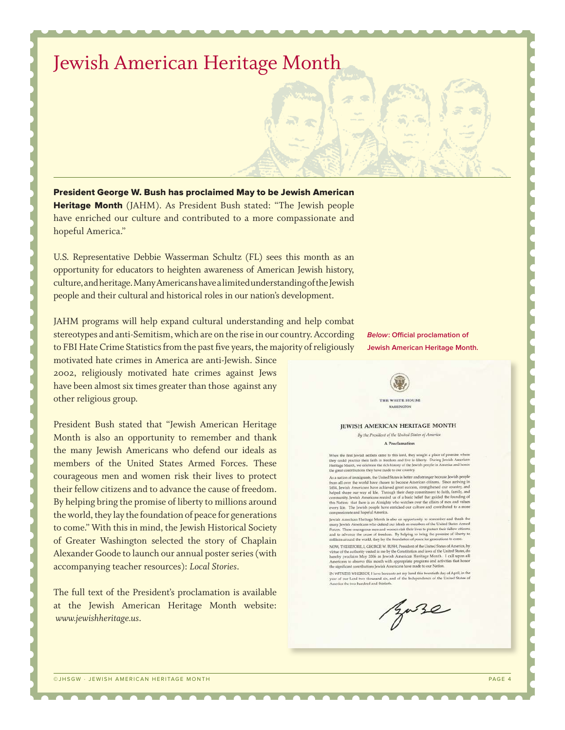# Jewish American Heritage Month

**President George W. Bush has proclaimed May to be Jewish American Heritage Month** (JAHM). As President Bush stated: "The Jewish people have enriched our culture and contributed to a more compassionate and hopeful America."

U.S. Representative Debbie Wasserman Schultz (FL) sees this month as an opportunity for educators to heighten awareness of American Jewish history, culture, and heritage. Many Americans have a limited understanding of the Jewish people and their cultural and historical roles in our nation's development.

JAHM programs will help expand cultural understanding and help combat stereotypes and anti-Semitism, which are on the rise in our country. According to FBI Hate Crime Statistics from the past five years, the majority of religiously motivated hate crimes in America are anti-Jewish. Since 2002, religiously motivated hate crimes against Jews have been almost six times greater than those against any other religious group.

President Bush stated that "Jewish American Heritage Month is also an opportunity to remember and thank the many Jewish Americans who defend our ideals as members of the United States Armed Forces. These courageous men and women risk their lives to protect their fellow citizens and to advance the cause of freedom. By helping bring the promise of liberty to millions around the world, they lay the foundation of peace for generations to come." With this in mind, the Jewish Historical Society of Greater Washington selected the story of Chaplain Alexander Goode to launch our annual poster series (with accompanying teacher resources): *Local Stories*.

The full text of the President's proclamation is available at the Jewish American Heritage Month website: *www.jewishheritage.us*.

***Below*: Official proclamation of Jewish American Heritage Month.**

THE WHITE HOUSE
WASHINGTON

## JEWISH AMERICAN HERITAGE MONTH

*By the President of the United States of America*

**A Proclamation**

When the first Jewish settlers came to this land, they sought a place of promise where they could practice their faith in freedom and live in liberty. During Jewish American Heritage Month, we celebrate the rich history of the Jewish people in America and honor the great contributions they have made to our country.

As a nation of immigrants, the United States is better and stronger because Jewish people from all over the world have chosen to become American citizens. Since arriving in 1654, Jewish Americans have achieved great success, strengthened our country, and helped shape our way of life. Through their deep commitment to faith, family, and community, Jewish Americans remind us of a basic belief that guided the founding of this Nation: that there is an Almighty who watches over the affairs of men and values every life. The Jewish people have enriched our culture and contributed to a more compassionate and hopeful America.

Jewish American Heritage Month is also an opportunity to remember and thank the many Jewish Americans who defend our ideals as members of the United States Armed Forces. These courageous men and women risk their lives to protect their fellow citizens and to advance the cause of freedom. By helping to bring the promise of liberty to millions around the world, they lay the foundation of peace for generations to come.

NOW, THEREFORE, I, GEORGE W. BUSH, President of the United States of America, by virtue of the authority vested in me by the Constitution and laws of the United States, do hereby proclaim May 2006 as Jewish American Heritage Month. I call upon all Americans to observe this month with appropriate programs and activities that honor the significant contributions Jewish Americans have made to our Nation.

IN WITNESS WHEREOF, I have hereunto set my hand this twentieth day of April, in the year of our Lord two thousand six, and of the Independence of the United States of America the two hundred and thirtieth.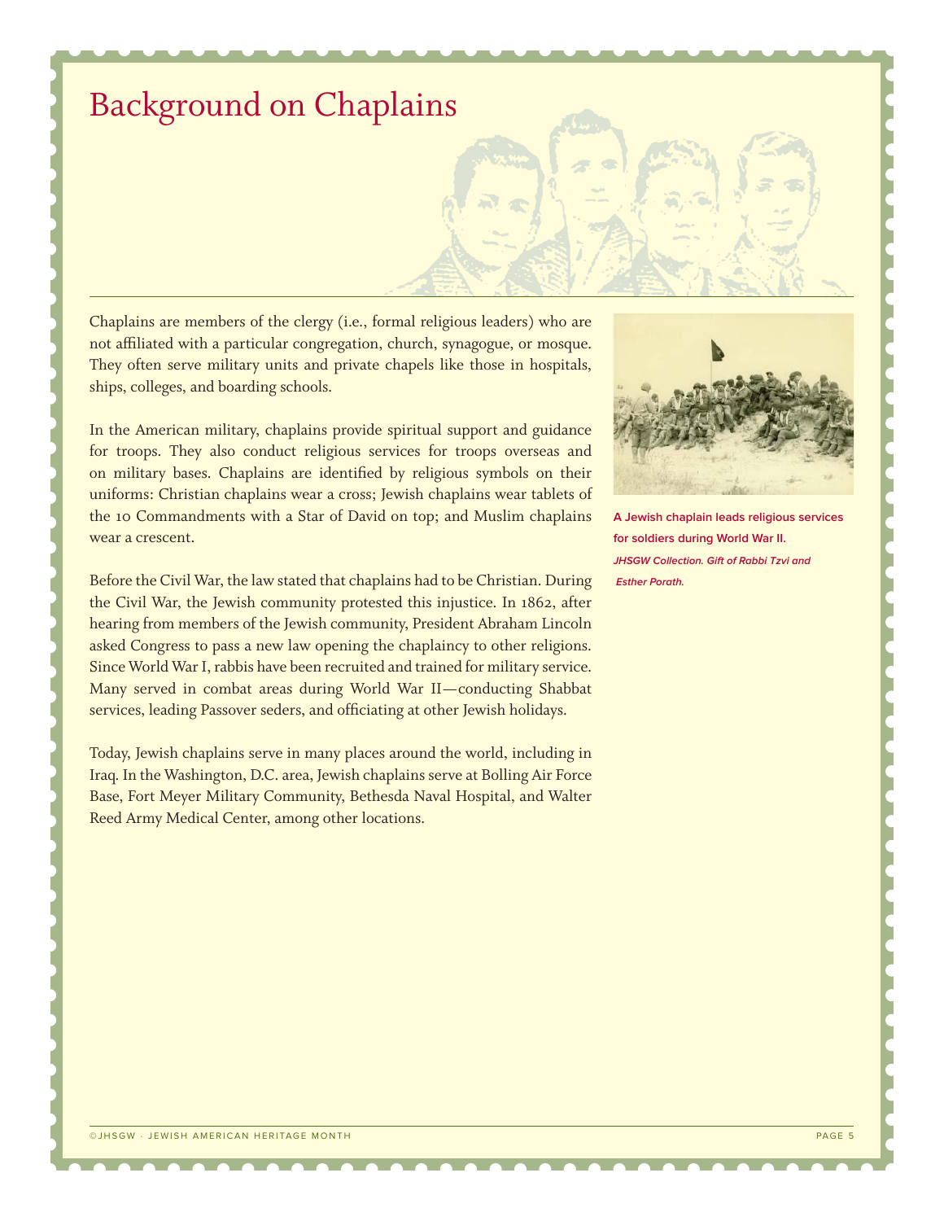# Background on Chaplains

Chaplains are members of the clergy (i.e., formal religious leaders) who are not affiliated with a particular congregation, church, synagogue, or mosque. They often serve military units and private chapels like those in hospitals, ships, colleges, and boarding schools.

In the American military, chaplains provide spiritual support and guidance for troops. They also conduct religious services for troops overseas and on military bases. Chaplains are identified by religious symbols on their uniforms: Christian chaplains wear a cross; Jewish chaplains wear tablets of the 10 Commandments with a Star of David on top; and Muslim chaplains wear a crescent.

Before the Civil War, the law stated that chaplains had to be Christian. During the Civil War, the Jewish community protested this injustice. In 1862, after hearing from members of the Jewish community, President Abraham Lincoln asked Congress to pass a new law opening the chaplaincy to other religions. Since World War I, rabbis have been recruited and trained for military service. Many served in combat areas during World War II—conducting Shabbat services, leading Passover seders, and officiating at other Jewish holidays.

Today, Jewish chaplains serve in many places around the world, including in Iraq. In the Washington, D.C. area, Jewish chaplains serve at Bolling Air Force Base, Fort Meyer Military Community, Bethesda Naval Hospital, and Walter Reed Army Medical Center, among other locations.

**A Jewish chaplain leads religious services for soldiers during World War II.**
***JHSGW Collection. Gift of Rabbi Tzvi and Esther Porath.***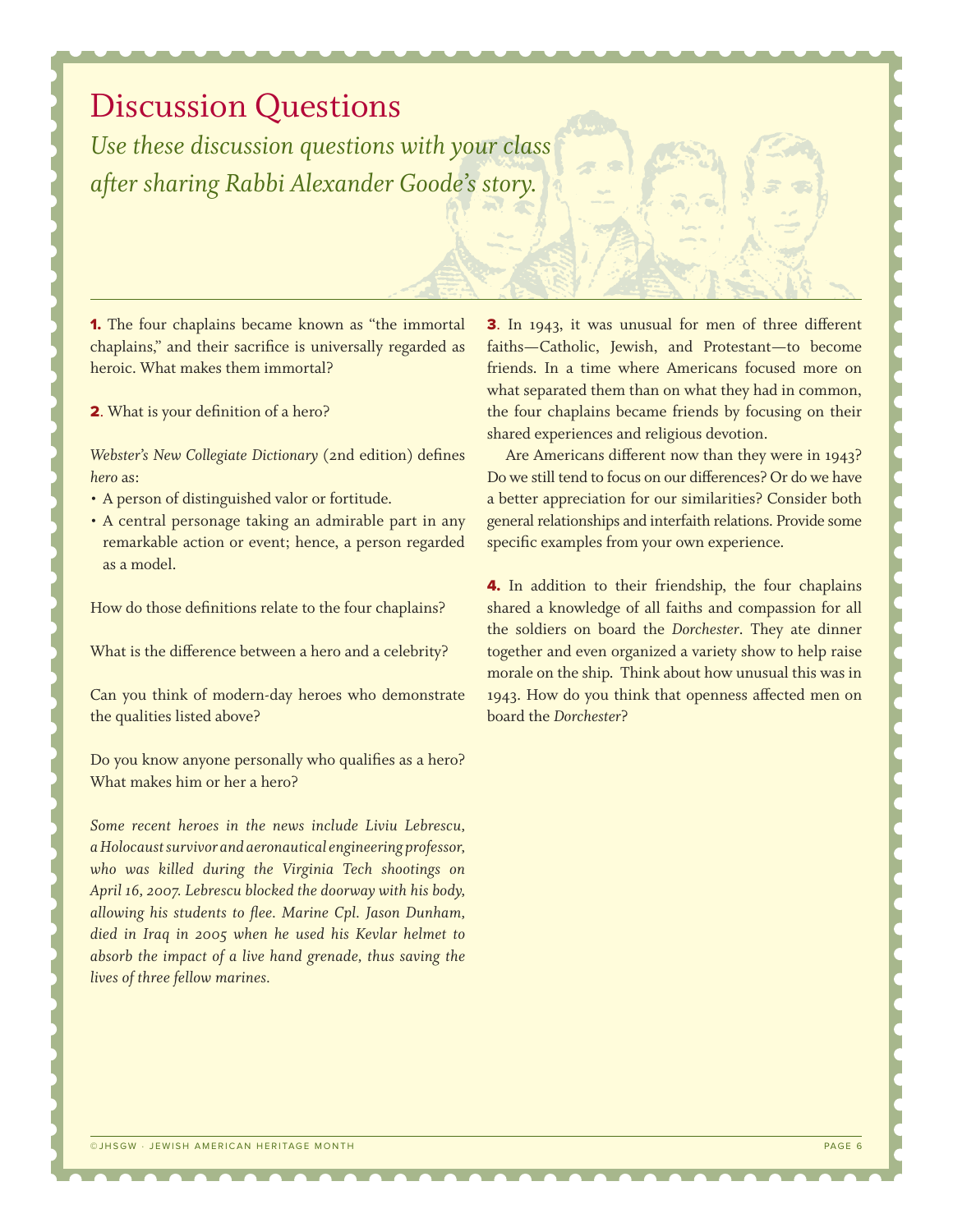# Discussion Questions

*Use these discussion questions with your class after sharing Rabbi Alexander Goode's story.*

**1.** The four chaplains became known as "the immortal chaplains," and their sacrifice is universally regarded as heroic. What makes them immortal?

**2**. What is your definition of a hero?

*Webster's New Collegiate Dictionary* (2nd edition) defines *hero* as:

- A person of distinguished valor or fortitude.
- A central personage taking an admirable part in any remarkable action or event; hence, a person regarded as a model.

How do those definitions relate to the four chaplains?

What is the difference between a hero and a celebrity?

Can you think of modern-day heroes who demonstrate the qualities listed above?

Do you know anyone personally who qualifies as a hero? What makes him or her a hero?

*Some recent heroes in the news include Liviu Lebrescu, a Holocaust survivor and aeronautical engineering professor, who was killed during the Virginia Tech shootings on April 16, 2007. Lebrescu blocked the doorway with his body, allowing his students to flee. Marine Cpl. Jason Dunham, died in Iraq in 2005 when he used his Kevlar helmet to absorb the impact of a live hand grenade, thus saving the lives of three fellow marines.*

**3**. In 1943, it was unusual for men of three different faiths—Catholic, Jewish, and Protestant—to become friends. In a time where Americans focused more on what separated them than on what they had in common, the four chaplains became friends by focusing on their shared experiences and religious devotion.

Are Americans different now than they were in 1943? Do we still tend to focus on our differences? Or do we have a better appreciation for our similarities? Consider both general relationships and interfaith relations. Provide some specific examples from your own experience.

**4.** In addition to their friendship, the four chaplains shared a knowledge of all faiths and compassion for all the soldiers on board the *Dorchester*. They ate dinner together and even organized a variety show to help raise morale on the ship. Think about how unusual this was in 1943. How do you think that openness affected men on board the *Dorchester*?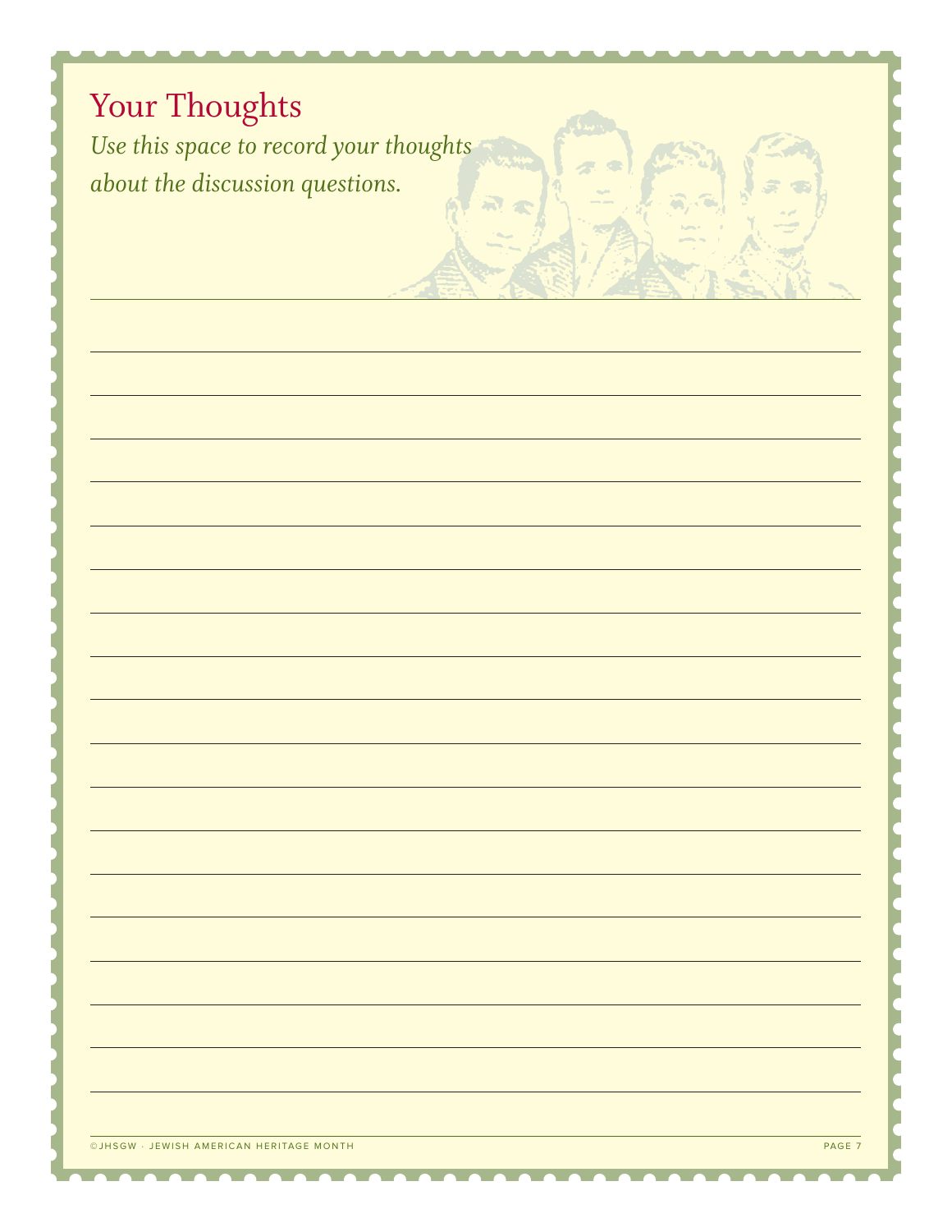# Your Thoughts

*Use this space to record your thoughts about the discussion questions.*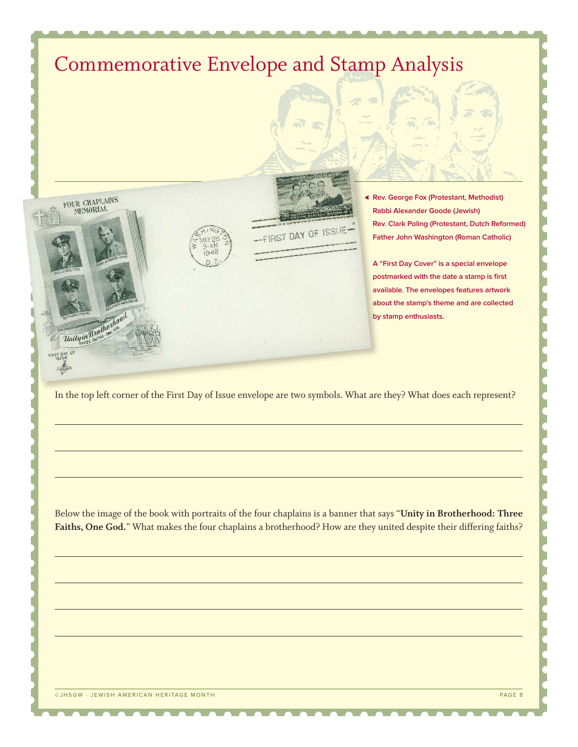# Commemorative Envelope and Stamp Analysis

◄ **Rev. George Fox (Protestant, Methodist)**
**Rabbi Alexander Goode (Jewish)**
**Rev. Clark Poling (Protestant, Dutch Reformed)**
**Father John Washington (Roman Catholic)**

**A "First Day Cover" is a special envelope postmarked with the date a stamp is first available. The envelopes features artwork about the stamp's theme and are collected by stamp enthusiasts.**

In the top left corner of the First Day of Issue envelope are two symbols. What are they? What does each represent?

______________________________________________________________________

______________________________________________________________________

______________________________________________________________________

Below the image of the book with portraits of the four chaplains is a banner that says "**Unity in Brotherhood: Three Faiths, One God.**" What makes the four chaplains a brotherhood? How are they united despite their differing faiths?

______________________________________________________________________

______________________________________________________________________

______________________________________________________________________

______________________________________________________________________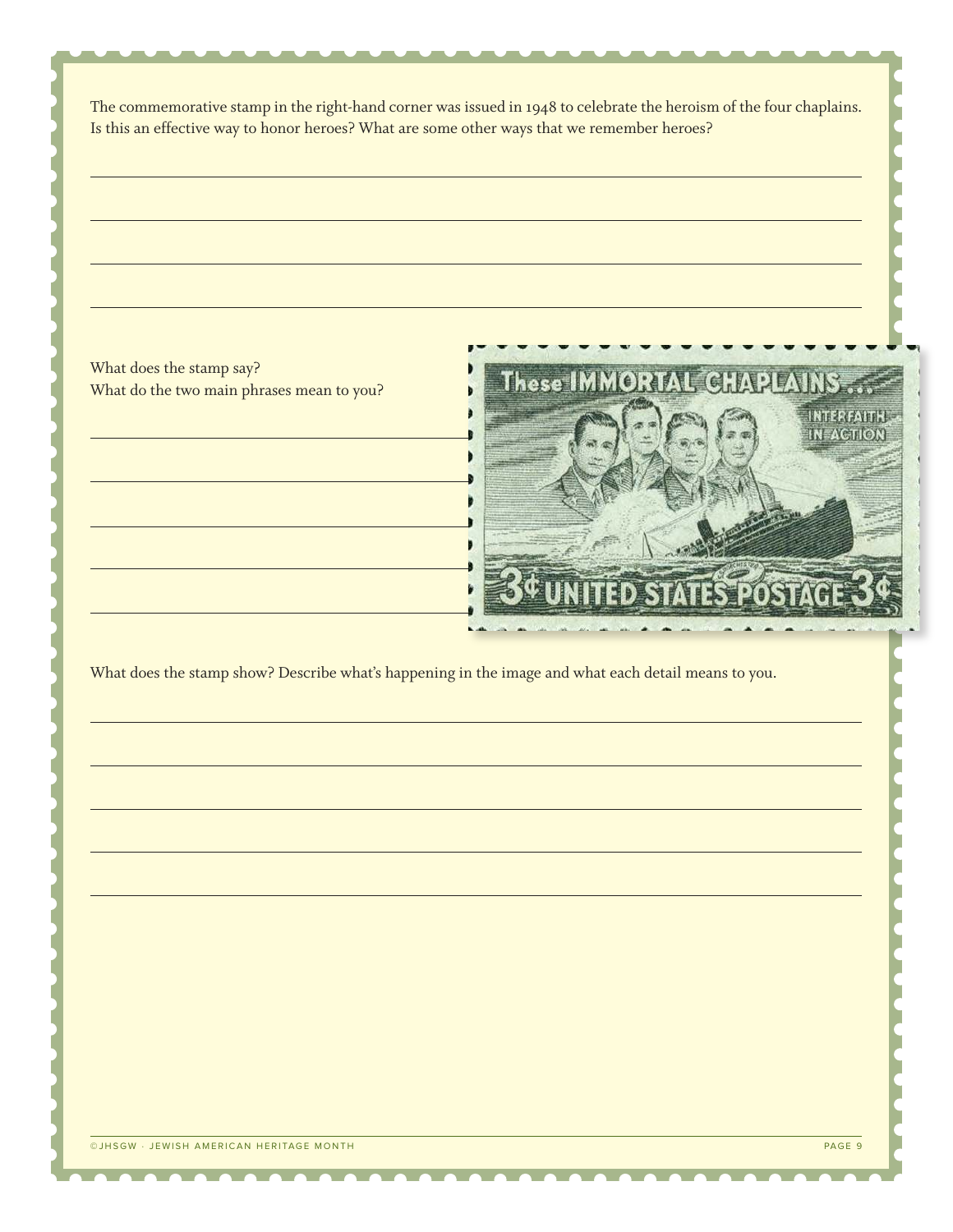The commemorative stamp in the right-hand corner was issued in 1948 to celebrate the heroism of the four chaplains. Is this an effective way to honor heroes? What are some other ways that we remember heroes?

What does the stamp say?
What do the two main phrases mean to you?

What does the stamp show? Describe what's happening in the image and what each detail means to you.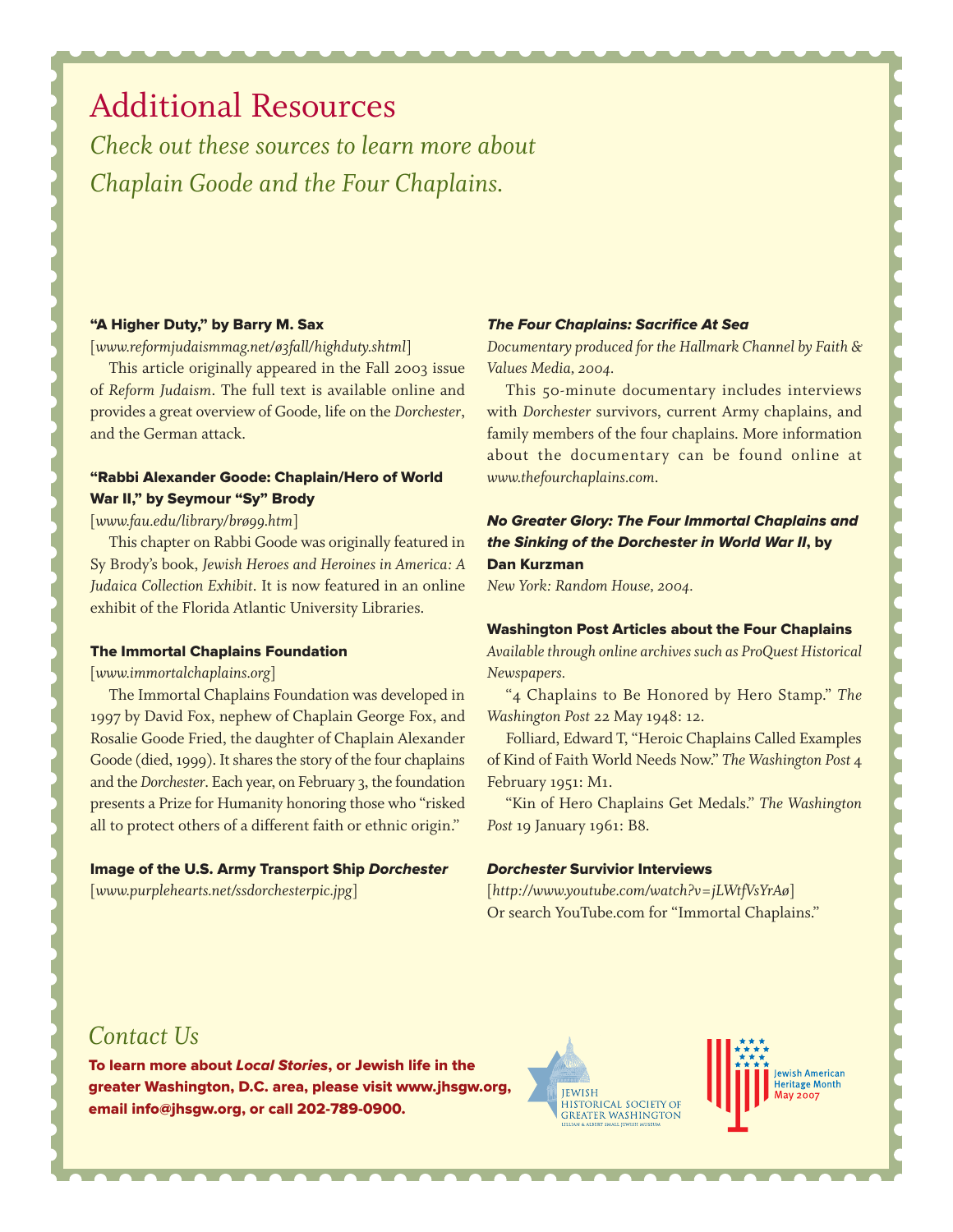# Additional Resources

*Check out these sources to learn more about Chaplain Goode and the Four Chaplains.*

**"A Higher Duty," by Barry M. Sax**

[*www.reformjudaismmag.net/ø3fall/highduty.shtml*]

This article originally appeared in the Fall 2003 issue of *Reform Judaism*. The full text is available online and provides a great overview of Goode, life on the *Dorchester*, and the German attack.

**"Rabbi Alexander Goode: Chaplain/Hero of World War II," by Seymour "Sy" Brody**

[*www.fau.edu/library/brø99.htm*]

This chapter on Rabbi Goode was originally featured in Sy Brody's book, *Jewish Heroes and Heroines in America: A Judaica Collection Exhibit*. It is now featured in an online exhibit of the Florida Atlantic University Libraries.

**The Immortal Chaplains Foundation**

[*www.immortalchaplains.org*]

The Immortal Chaplains Foundation was developed in 1997 by David Fox, nephew of Chaplain George Fox, and Rosalie Goode Fried, the daughter of Chaplain Alexander Goode (died, 1999). It shares the story of the four chaplains and the *Dorchester*. Each year, on February 3, the foundation presents a Prize for Humanity honoring those who "risked all to protect others of a different faith or ethnic origin."

**Image of the U.S. Army Transport Ship *Dorchester***

[*www.purplehearts.net/ssdorchesterpic.jpg*]

***The Four Chaplains: Sacrifice At Sea***

*Documentary produced for the Hallmark Channel by Faith & Values Media, 2004.*

This 50-minute documentary includes interviews with *Dorchester* survivors, current Army chaplains, and family members of the four chaplains. More information about the documentary can be found online at *www.thefourchaplains.com*.

***No Greater Glory: The Four Immortal Chaplains and the Sinking of the Dorchester in World War II*, by Dan Kurzman**

*New York: Random House, 2004.*

**Washington Post Articles about the Four Chaplains**

*Available through online archives such as ProQuest Historical Newspapers.*

"4 Chaplains to Be Honored by Hero Stamp." *The Washington Post* 22 May 1948: 12.

Folliard, Edward T, "Heroic Chaplains Called Examples of Kind of Faith World Needs Now." *The Washington Post* 4 February 1951: M1.

"Kin of Hero Chaplains Get Medals." *The Washington Post* 19 January 1961: B8.

***Dorchester* Survivior Interviews**

[*http://www.youtube.com/watch?v=jLWtfVsYrAø*]
Or search YouTube.com for "Immortal Chaplains."

## *Contact Us*

**To learn more about *Local Stories*, or Jewish life in the greater Washington, D.C. area, please visit www.jhsgw.org, email info@jhsgw.org, or call 202-789-0900.**

Jewish Historical Society of Greater Washington
Lillian & Albert Small Jewish Museum

Jewish American Heritage Month
May 2007